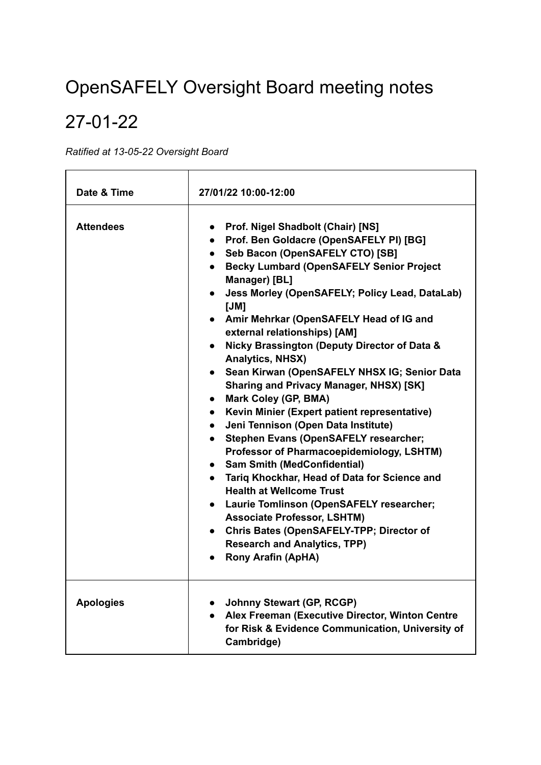# OpenSAFELY Oversight Board meeting notes

# 27-01-22

*Ratified at 13-05-22 Oversight Board*

| | |
|---|---|
| **Date & Time** | **27/01/22 10:00-12:00** |
| **Attendees** | • **Prof. Nigel Shadbolt (Chair) [NS]**<br>• **Prof. Ben Goldacre (OpenSAFELY PI) [BG]**<br>• **Seb Bacon (OpenSAFELY CTO) [SB]**<br>• **Becky Lumbard (OpenSAFELY Senior Project Manager) [BL]**<br>• **Jess Morley (OpenSAFELY; Policy Lead, DataLab) [JM]**<br>• **Amir Mehrkar (OpenSAFELY Head of IG and external relationships) [AM]**<br>• **Nicky Brassington (Deputy Director of Data & Analytics, NHSX)**<br>• **Sean Kirwan (OpenSAFELY NHSX IG; Senior Data Sharing and Privacy Manager, NHSX) [SK]**<br>• **Mark Coley (GP, BMA)**<br>• **Kevin Minier (Expert patient representative)**<br>• **Jeni Tennison (Open Data Institute)**<br>• **Stephen Evans (OpenSAFELY researcher; Professor of Pharmacoepidemiology, LSHTM)**<br>• **Sam Smith (MedConfidential)**<br>• **Tariq Khockhar, Head of Data for Science and Health at Wellcome Trust**<br>• **Laurie Tomlinson (OpenSAFELY researcher; Associate Professor, LSHTM)**<br>• **Chris Bates (OpenSAFELY-TPP; Director of Research and Analytics, TPP)**<br>• **Rony Arafin (ApHA)** |
| **Apologies** | • **Johnny Stewart (GP, RCGP)**<br>• **Alex Freeman (Executive Director, Winton Centre for Risk & Evidence Communication, University of Cambridge)** |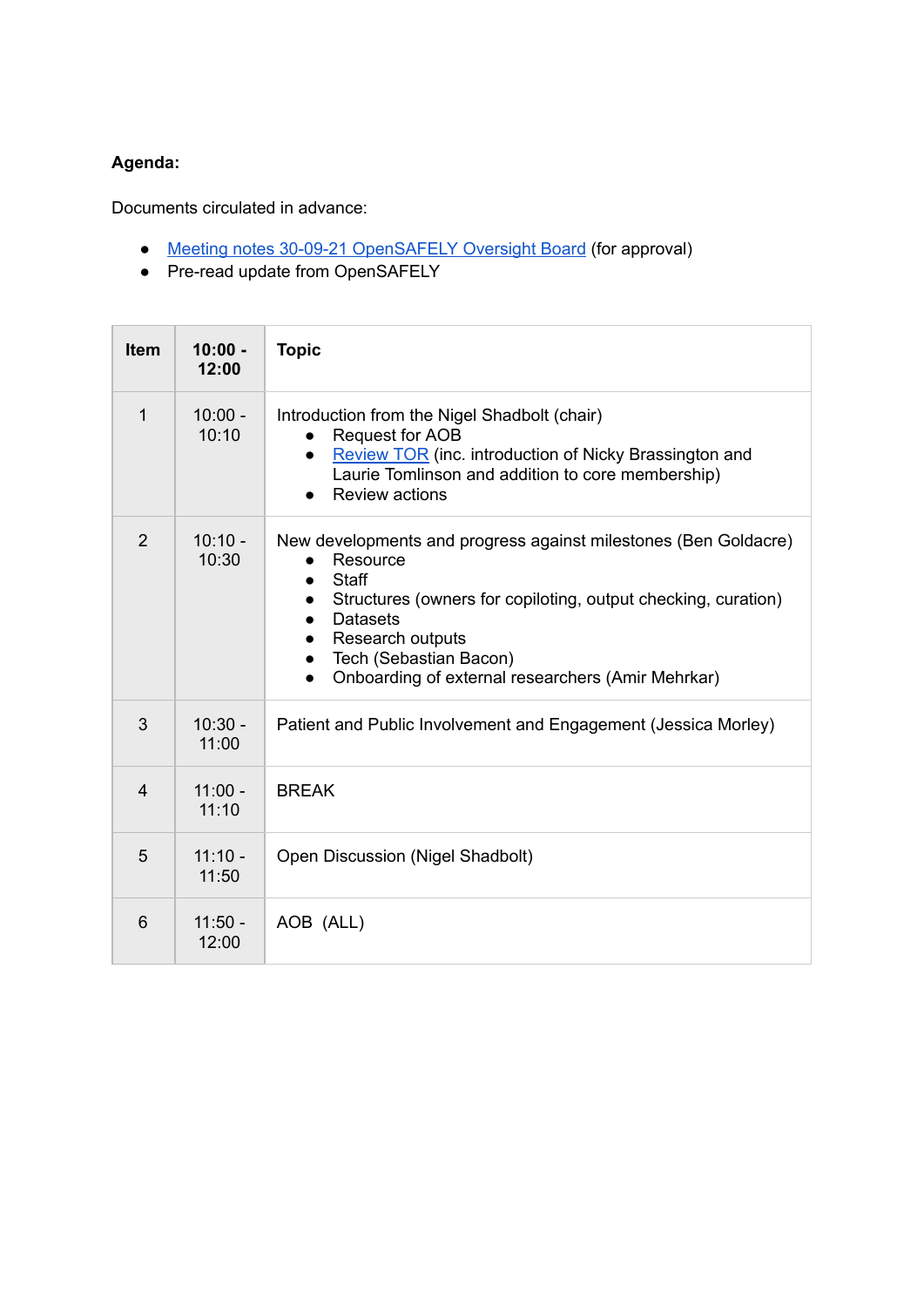**Agenda:**

Documents circulated in advance:

- Meeting notes 30-09-21 OpenSAFELY Oversight Board (for approval)
- Pre-read update from OpenSAFELY

| Item | 10:00 - 12:00 | Topic |
|---|---|---|
| 1 | 10:00 - 10:10 | Introduction from the Nigel Shadbolt (chair)<br>• Request for AOB<br>• Review TOR (inc. introduction of Nicky Brassington and Laurie Tomlinson and addition to core membership)<br>• Review actions |
| 2 | 10:10 - 10:30 | New developments and progress against milestones (Ben Goldacre)<br>• Resource<br>• Staff<br>• Structures (owners for copiloting, output checking, curation)<br>• Datasets<br>• Research outputs<br>• Tech (Sebastian Bacon)<br>• Onboarding of external researchers (Amir Mehrkar) |
| 3 | 10:30 - 11:00 | Patient and Public Involvement and Engagement (Jessica Morley) |
| 4 | 11:00 - 11:10 | BREAK |
| 5 | 11:10 - 11:50 | Open Discussion (Nigel Shadbolt) |
| 6 | 11:50 - 12:00 | AOB (ALL) |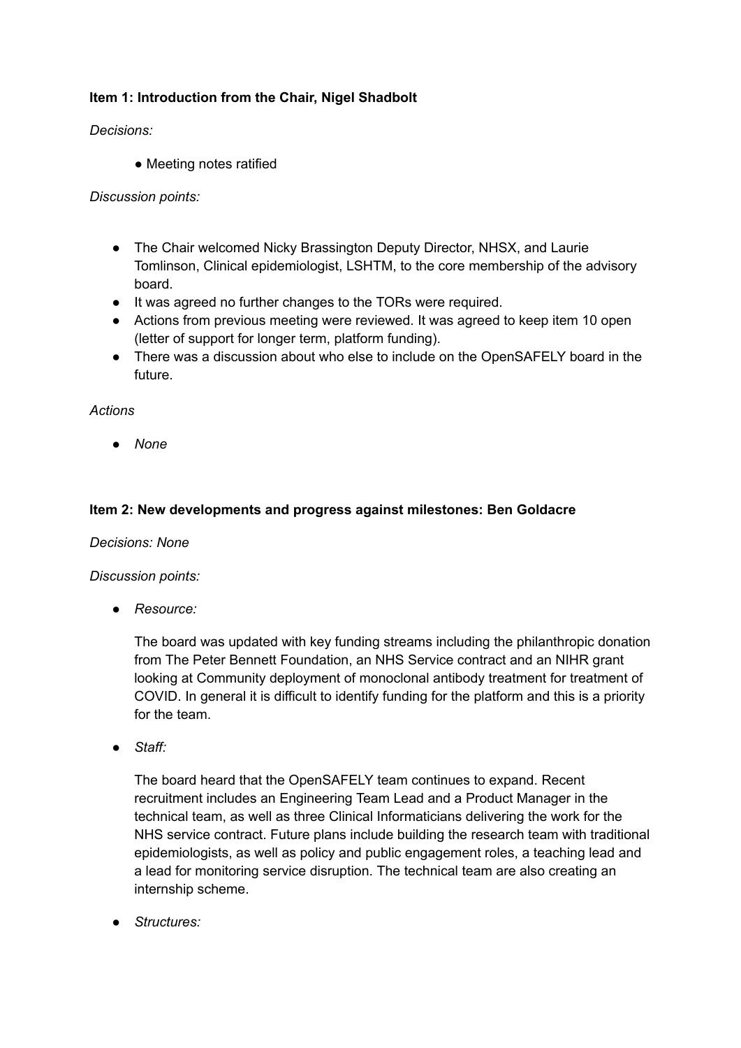**Item 1: Introduction from the Chair, Nigel Shadbolt**

*Decisions:*

- Meeting notes ratified

*Discussion points:*

- The Chair welcomed Nicky Brassington Deputy Director, NHSX, and Laurie Tomlinson, Clinical epidemiologist, LSHTM, to the core membership of the advisory board.
- It was agreed no further changes to the TORs were required.
- Actions from previous meeting were reviewed. It was agreed to keep item 10 open (letter of support for longer term, platform funding).
- There was a discussion about who else to include on the OpenSAFELY board in the future.

*Actions*

- *None*

**Item 2: New developments and progress against milestones: Ben Goldacre**

*Decisions: None*

*Discussion points:*

- *Resource:*

  The board was updated with key funding streams including the philanthropic donation from The Peter Bennett Foundation, an NHS Service contract and an NIHR grant looking at Community deployment of monoclonal antibody treatment for treatment of COVID. In general it is difficult to identify funding for the platform and this is a priority for the team.

- *Staff:*

  The board heard that the OpenSAFELY team continues to expand. Recent recruitment includes an Engineering Team Lead and a Product Manager in the technical team, as well as three Clinical Informaticians delivering the work for the NHS service contract. Future plans include building the research team with traditional epidemiologists, as well as policy and public engagement roles, a teaching lead and a lead for monitoring service disruption. The technical team are also creating an internship scheme.

- *Structures:*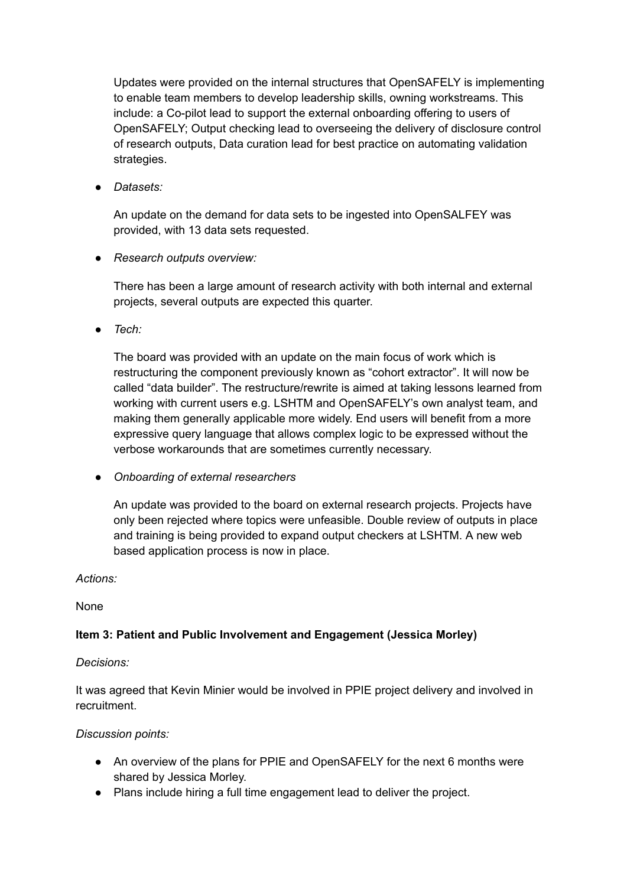Updates were provided on the internal structures that OpenSAFELY is implementing to enable team members to develop leadership skills, owning workstreams. This include: a Co-pilot lead to support the external onboarding offering to users of OpenSAFELY; Output checking lead to overseeing the delivery of disclosure control of research outputs, Data curation lead for best practice on automating validation strategies.

- *Datasets:*

  An update on the demand for data sets to be ingested into OpenSALFEY was provided, with 13 data sets requested.

- *Research outputs overview:*

  There has been a large amount of research activity with both internal and external projects, several outputs are expected this quarter.

- *Tech:*

  The board was provided with an update on the main focus of work which is restructuring the component previously known as "cohort extractor". It will now be called "data builder". The restructure/rewrite is aimed at taking lessons learned from working with current users e.g. LSHTM and OpenSAFELY's own analyst team, and making them generally applicable more widely. End users will benefit from a more expressive query language that allows complex logic to be expressed without the verbose workarounds that are sometimes currently necessary.

- *Onboarding of external researchers*

  An update was provided to the board on external research projects. Projects have only been rejected where topics were unfeasible. Double review of outputs in place and training is being provided to expand output checkers at LSHTM. A new web based application process is now in place.

*Actions:*

None

**Item 3: Patient and Public Involvement and Engagement (Jessica Morley)**

*Decisions:*

It was agreed that Kevin Minier would be involved in PPIE project delivery and involved in recruitment.

*Discussion points:*

- An overview of the plans for PPIE and OpenSAFELY for the next 6 months were shared by Jessica Morley.
- Plans include hiring a full time engagement lead to deliver the project.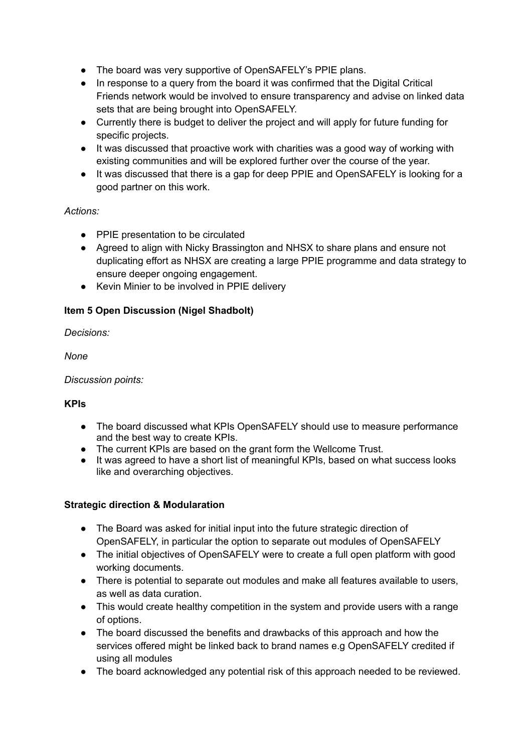- The board was very supportive of OpenSAFELY's PPIE plans.
- In response to a query from the board it was confirmed that the Digital Critical Friends network would be involved to ensure transparency and advise on linked data sets that are being brought into OpenSAFELY.
- Currently there is budget to deliver the project and will apply for future funding for specific projects.
- It was discussed that proactive work with charities was a good way of working with existing communities and will be explored further over the course of the year.
- It was discussed that there is a gap for deep PPIE and OpenSAFELY is looking for a good partner on this work.

*Actions:*

- PPIE presentation to be circulated
- Agreed to align with Nicky Brassington and NHSX to share plans and ensure not duplicating effort as NHSX are creating a large PPIE programme and data strategy to ensure deeper ongoing engagement.
- Kevin Minier to be involved in PPIE delivery

**Item 5 Open Discussion (Nigel Shadbolt)**

*Decisions:*

*None*

*Discussion points:*

**KPIs**

- The board discussed what KPIs OpenSAFELY should use to measure performance and the best way to create KPIs.
- The current KPIs are based on the grant form the Wellcome Trust.
- It was agreed to have a short list of meaningful KPIs, based on what success looks like and overarching objectives.

**Strategic direction & Modularation**

- The Board was asked for initial input into the future strategic direction of OpenSAFELY, in particular the option to separate out modules of OpenSAFELY
- The initial objectives of OpenSAFELY were to create a full open platform with good working documents.
- There is potential to separate out modules and make all features available to users, as well as data curation.
- This would create healthy competition in the system and provide users with a range of options.
- The board discussed the benefits and drawbacks of this approach and how the services offered might be linked back to brand names e.g OpenSAFELY credited if using all modules
- The board acknowledged any potential risk of this approach needed to be reviewed.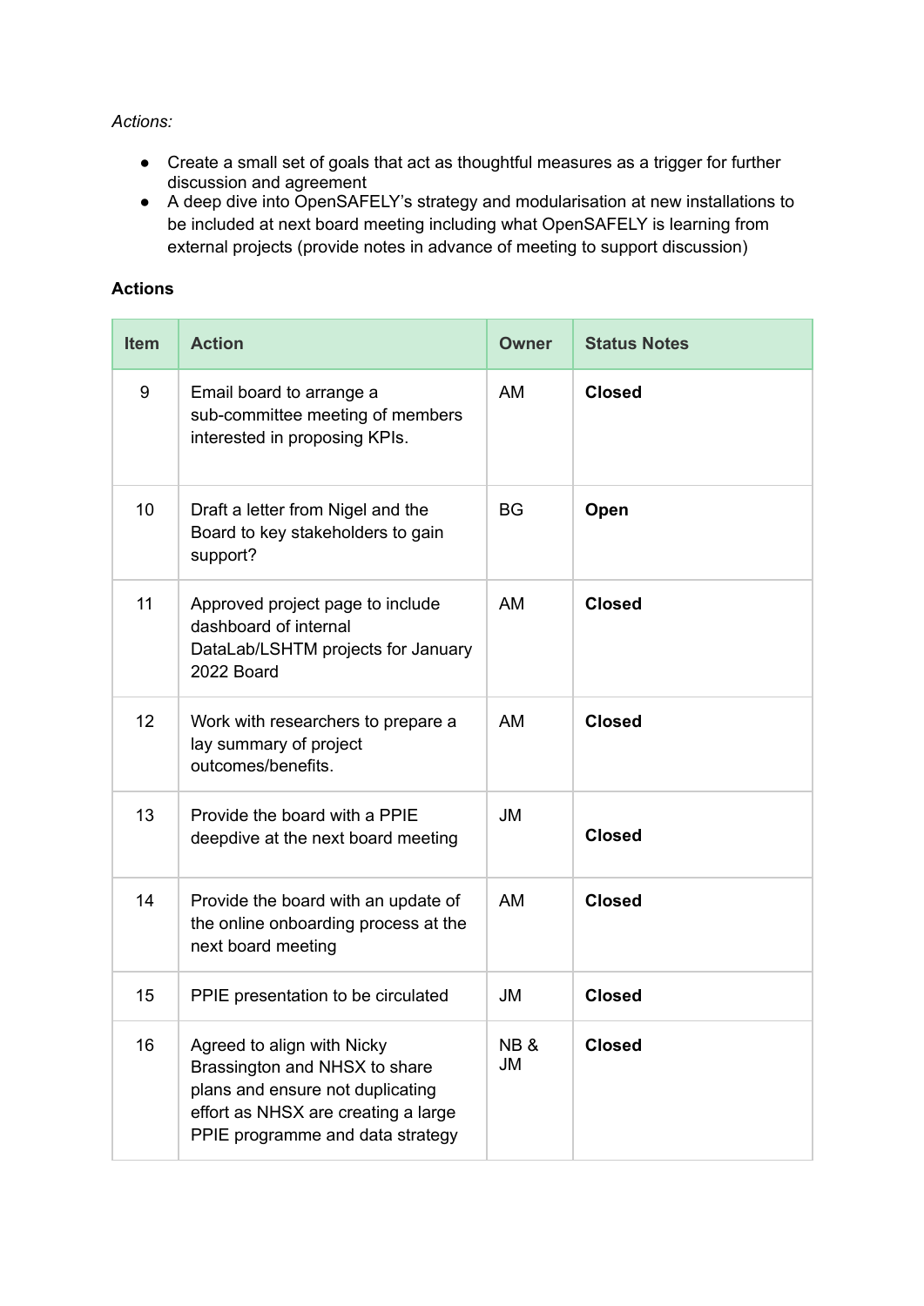*Actions:*

- Create a small set of goals that act as thoughtful measures as a trigger for further discussion and agreement
- A deep dive into OpenSAFELY's strategy and modularisation at new installations to be included at next board meeting including what OpenSAFELY is learning from external projects (provide notes in advance of meeting to support discussion)

**Actions**

| Item | Action | Owner | Status Notes |
|---|---|---|---|
| 9 | Email board to arrange a sub-committee meeting of members interested in proposing KPIs. | AM | **Closed** |
| 10 | Draft a letter from Nigel and the Board to key stakeholders to gain support? | BG | **Open** |
| 11 | Approved project page to include dashboard of internal DataLab/LSHTM projects for January 2022 Board | AM | **Closed** |
| 12 | Work with researchers to prepare a lay summary of project outcomes/benefits. | AM | **Closed** |
| 13 | Provide the board with a PPIE deepdive at the next board meeting | JM | **Closed** |
| 14 | Provide the board with an update of the online onboarding process at the next board meeting | AM | **Closed** |
| 15 | PPIE presentation to be circulated | JM | **Closed** |
| 16 | Agreed to align with Nicky Brassington and NHSX to share plans and ensure not duplicating effort as NHSX are creating a large PPIE programme and data strategy | NB & JM | **Closed** |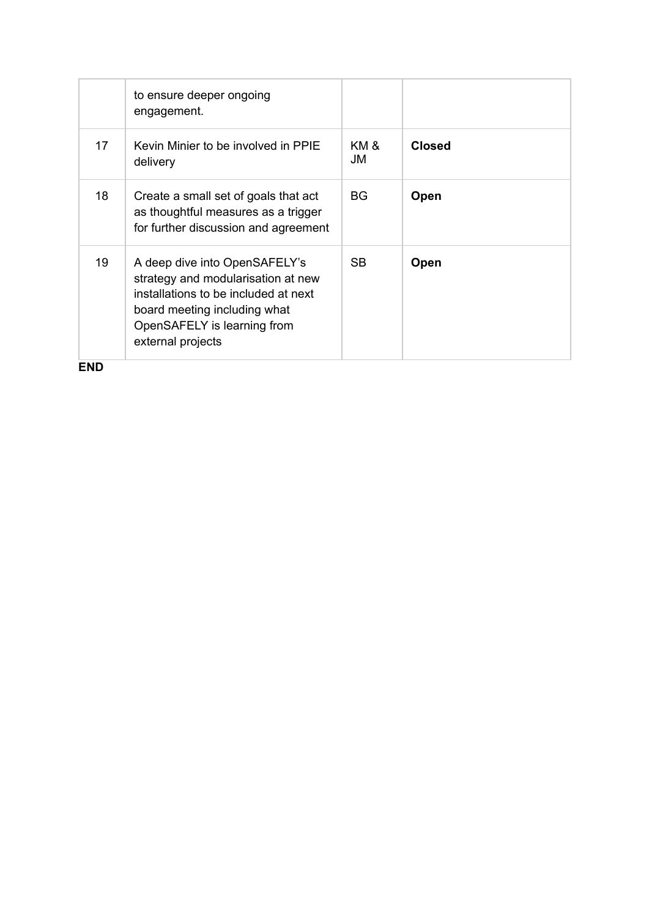| | | | |
|---|---|---|---|
| | to ensure deeper ongoing engagement. | | |
| 17 | Kevin Minier to be involved in PPIE delivery | KM & JM | **Closed** |
| 18 | Create a small set of goals that act as thoughtful measures as a trigger for further discussion and agreement | BG | **Open** |
| 19 | A deep dive into OpenSAFELY's strategy and modularisation at new installations to be included at next board meeting including what OpenSAFELY is learning from external projects | SB | **Open** |

**END**